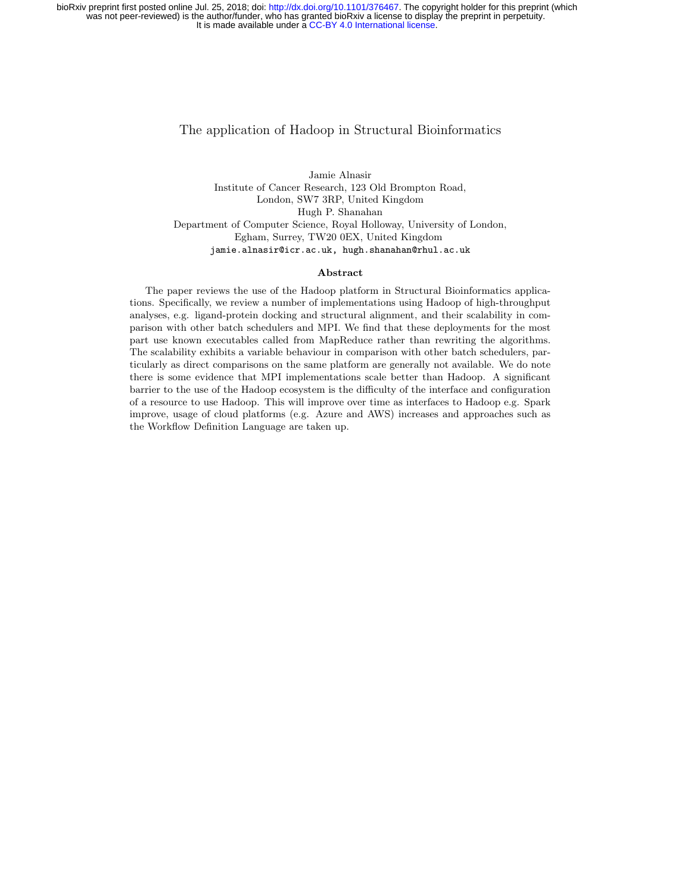# The application of Hadoop in Structural Bioinformatics

Jamie Alnasir
Institute of Cancer Research, 123 Old Brompton Road,
London, SW7 3RP, United Kingdom
Hugh P. Shanahan
Department of Computer Science, Royal Holloway, University of London,
Egham, Surrey, TW20 0EX, United Kingdom
jamie.alnasir@icr.ac.uk, hugh.shanahan@rhul.ac.uk

## Abstract

The paper reviews the use of the Hadoop platform in Structural Bioinformatics applications. Specifically, we review a number of implementations using Hadoop of high-throughput analyses, e.g. ligand-protein docking and structural alignment, and their scalability in comparison with other batch schedulers and MPI. We find that these deployments for the most part use known executables called from MapReduce rather than rewriting the algorithms. The scalability exhibits a variable behaviour in comparison with other batch schedulers, particularly as direct comparisons on the same platform are generally not available. We do note there is some evidence that MPI implementations scale better than Hadoop. A significant barrier to the use of the Hadoop ecosystem is the difficulty of the interface and configuration of a resource to use Hadoop. This will improve over time as interfaces to Hadoop e.g. Spark improve, usage of cloud platforms (e.g. Azure and AWS) increases and approaches such as the Workflow Definition Language are taken up.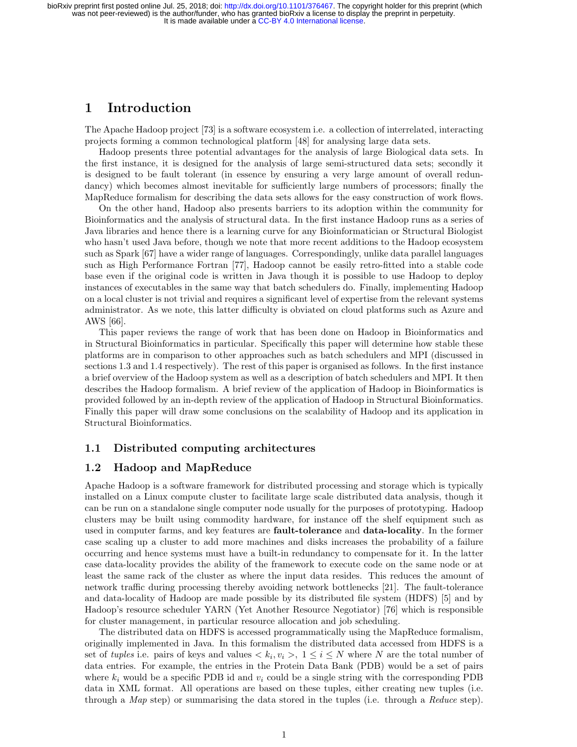# 1 Introduction

The Apache Hadoop project [73] is a software ecosystem i.e. a collection of interrelated, interacting projects forming a common technological platform [48] for analysing large data sets.

Hadoop presents three potential advantages for the analysis of large Biological data sets. In the first instance, it is designed for the analysis of large semi-structured data sets; secondly it is designed to be fault tolerant (in essence by ensuring a very large amount of overall redundancy) which becomes almost inevitable for sufficiently large numbers of processors; finally the MapReduce formalism for describing the data sets allows for the easy construction of work flows.

On the other hand, Hadoop also presents barriers to its adoption within the community for Bioinformatics and the analysis of structural data. In the first instance Hadoop runs as a series of Java libraries and hence there is a learning curve for any Bioinformatician or Structural Biologist who hasn't used Java before, though we note that more recent additions to the Hadoop ecosystem such as Spark [67] have a wider range of languages. Correspondingly, unlike data parallel languages such as High Performance Fortran [77], Hadoop cannot be easily retro-fitted into a stable code base even if the original code is written in Java though it is possible to use Hadoop to deploy instances of executables in the same way that batch schedulers do. Finally, implementing Hadoop on a local cluster is not trivial and requires a significant level of expertise from the relevant systems administrator. As we note, this latter difficulty is obviated on cloud platforms such as Azure and AWS [66].

This paper reviews the range of work that has been done on Hadoop in Bioinformatics and in Structural Bioinformatics in particular. Specifically this paper will determine how stable these platforms are in comparison to other approaches such as batch schedulers and MPI (discussed in sections 1.3 and 1.4 respectively). The rest of this paper is organised as follows. In the first instance a brief overview of the Hadoop system as well as a description of batch schedulers and MPI. It then describes the Hadoop formalism. A brief review of the application of Hadoop in Bioinformatics is provided followed by an in-depth review of the application of Hadoop in Structural Bioinformatics. Finally this paper will draw some conclusions on the scalability of Hadoop and its application in Structural Bioinformatics.

## 1.1 Distributed computing architectures

## 1.2 Hadoop and MapReduce

Apache Hadoop is a software framework for distributed processing and storage which is typically installed on a Linux compute cluster to facilitate large scale distributed data analysis, though it can be run on a standalone single computer node usually for the purposes of prototyping. Hadoop clusters may be built using commodity hardware, for instance off the shelf equipment such as used in computer farms, and key features are **fault-tolerance** and **data-locality**. In the former case scaling up a cluster to add more machines and disks increases the probability of a failure occurring and hence systems must have a built-in redundancy to compensate for it. In the latter case data-locality provides the ability of the framework to execute code on the same node or at least the same rack of the cluster as where the input data resides. This reduces the amount of network traffic during processing thereby avoiding network bottlenecks [21]. The fault-tolerance and data-locality of Hadoop are made possible by its distributed file system (HDFS) [5] and by Hadoop's resource scheduler YARN (Yet Another Resource Negotiator) [76] which is responsible for cluster management, in particular resource allocation and job scheduling.

The distributed data on HDFS is accessed programmatically using the MapReduce formalism, originally implemented in Java. In this formalism the distributed data accessed from HDFS is a set of *tuples* i.e. pairs of keys and values $< k_i, v_i >$, $1 \leq i \leq N$ where $N$ are the total number of data entries. For example, the entries in the Protein Data Bank (PDB) would be a set of pairs where $k_i$ would be a specific PDB id and $v_i$ could be a single string with the corresponding PDB data in XML format. All operations are based on these tuples, either creating new tuples (i.e. through a *Map* step) or summarising the data stored in the tuples (i.e. through a *Reduce* step).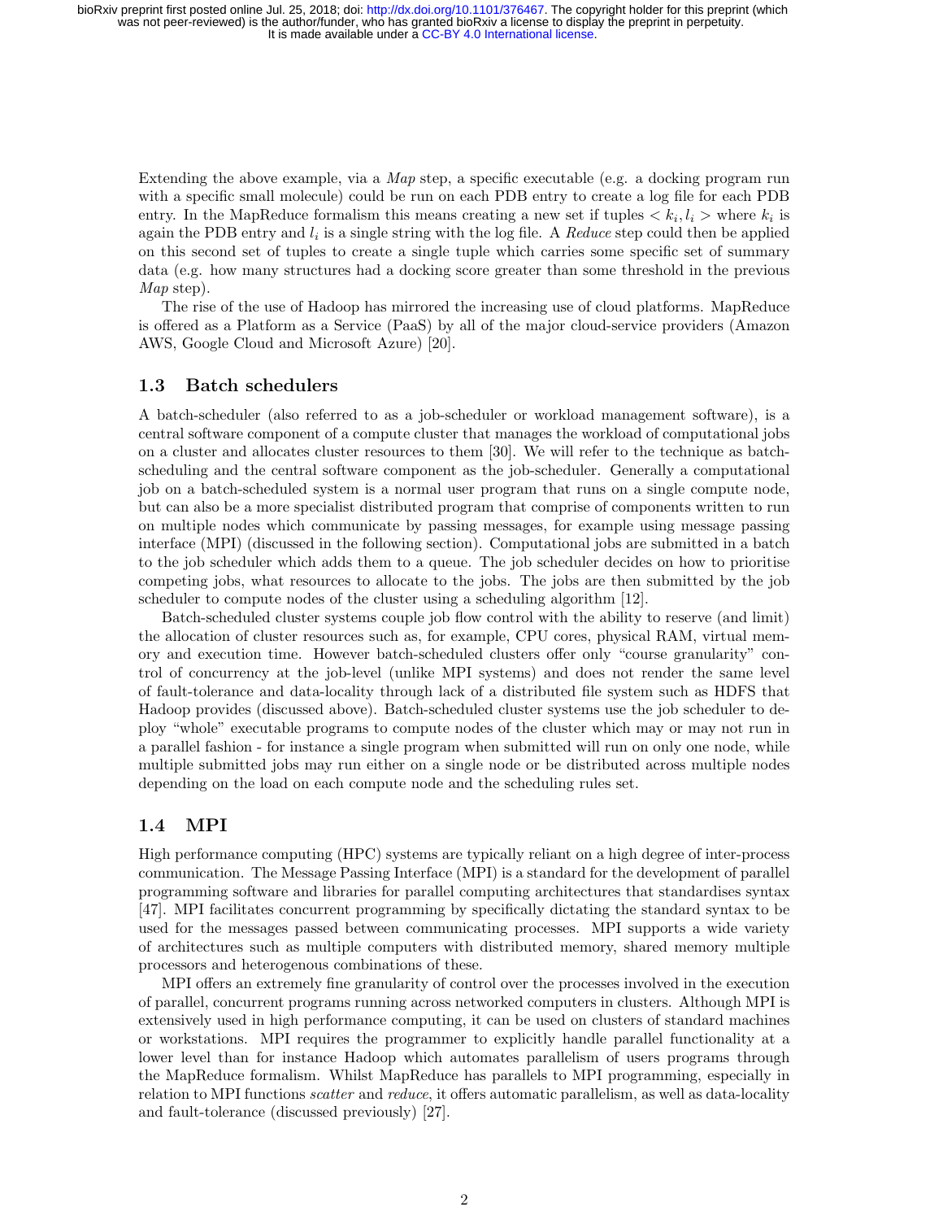Extending the above example, via a *Map* step, a specific executable (e.g. a docking program run with a specific small molecule) could be run on each PDB entry to create a log file for each PDB entry. In the MapReduce formalism this means creating a new set if tuples $< k_i, l_i >$ where $k_i$ is again the PDB entry and $l_i$ is a single string with the log file. A *Reduce* step could then be applied on this second set of tuples to create a single tuple which carries some specific set of summary data (e.g. how many structures had a docking score greater than some threshold in the previous *Map* step).

The rise of the use of Hadoop has mirrored the increasing use of cloud platforms. MapReduce is offered as a Platform as a Service (PaaS) by all of the major cloud-service providers (Amazon AWS, Google Cloud and Microsoft Azure) [20].

### 1.3 Batch schedulers

A batch-scheduler (also referred to as a job-scheduler or workload management software), is a central software component of a compute cluster that manages the workload of computational jobs on a cluster and allocates cluster resources to them [30]. We will refer to the technique as batch-scheduling and the central software component as the job-scheduler. Generally a computational job on a batch-scheduled system is a normal user program that runs on a single compute node, but can also be a more specialist distributed program that comprise of components written to run on multiple nodes which communicate by passing messages, for example using message passing interface (MPI) (discussed in the following section). Computational jobs are submitted in a batch to the job scheduler which adds them to a queue. The job scheduler decides on how to prioritise competing jobs, what resources to allocate to the jobs. The jobs are then submitted by the job scheduler to compute nodes of the cluster using a scheduling algorithm [12].

Batch-scheduled cluster systems couple job flow control with the ability to reserve (and limit) the allocation of cluster resources such as, for example, CPU cores, physical RAM, virtual memory and execution time. However batch-scheduled clusters offer only "course granularity" control of concurrency at the job-level (unlike MPI systems) and does not render the same level of fault-tolerance and data-locality through lack of a distributed file system such as HDFS that Hadoop provides (discussed above). Batch-scheduled cluster systems use the job scheduler to deploy "whole" executable programs to compute nodes of the cluster which may or may not run in a parallel fashion - for instance a single program when submitted will run on only one node, while multiple submitted jobs may run either on a single node or be distributed across multiple nodes depending on the load on each compute node and the scheduling rules set.

### 1.4 MPI

High performance computing (HPC) systems are typically reliant on a high degree of inter-process communication. The Message Passing Interface (MPI) is a standard for the development of parallel programming software and libraries for parallel computing architectures that standardises syntax [47]. MPI facilitates concurrent programming by specifically dictating the standard syntax to be used for the messages passed between communicating processes. MPI supports a wide variety of architectures such as multiple computers with distributed memory, shared memory multiple processors and heterogenous combinations of these.

MPI offers an extremely fine granularity of control over the processes involved in the execution of parallel, concurrent programs running across networked computers in clusters. Although MPI is extensively used in high performance computing, it can be used on clusters of standard machines or workstations. MPI requires the programmer to explicitly handle parallel functionality at a lower level than for instance Hadoop which automates parallelism of users programs through the MapReduce formalism. Whilst MapReduce has parallels to MPI programming, especially in relation to MPI functions *scatter* and *reduce*, it offers automatic parallelism, as well as data-locality and fault-tolerance (discussed previously) [27].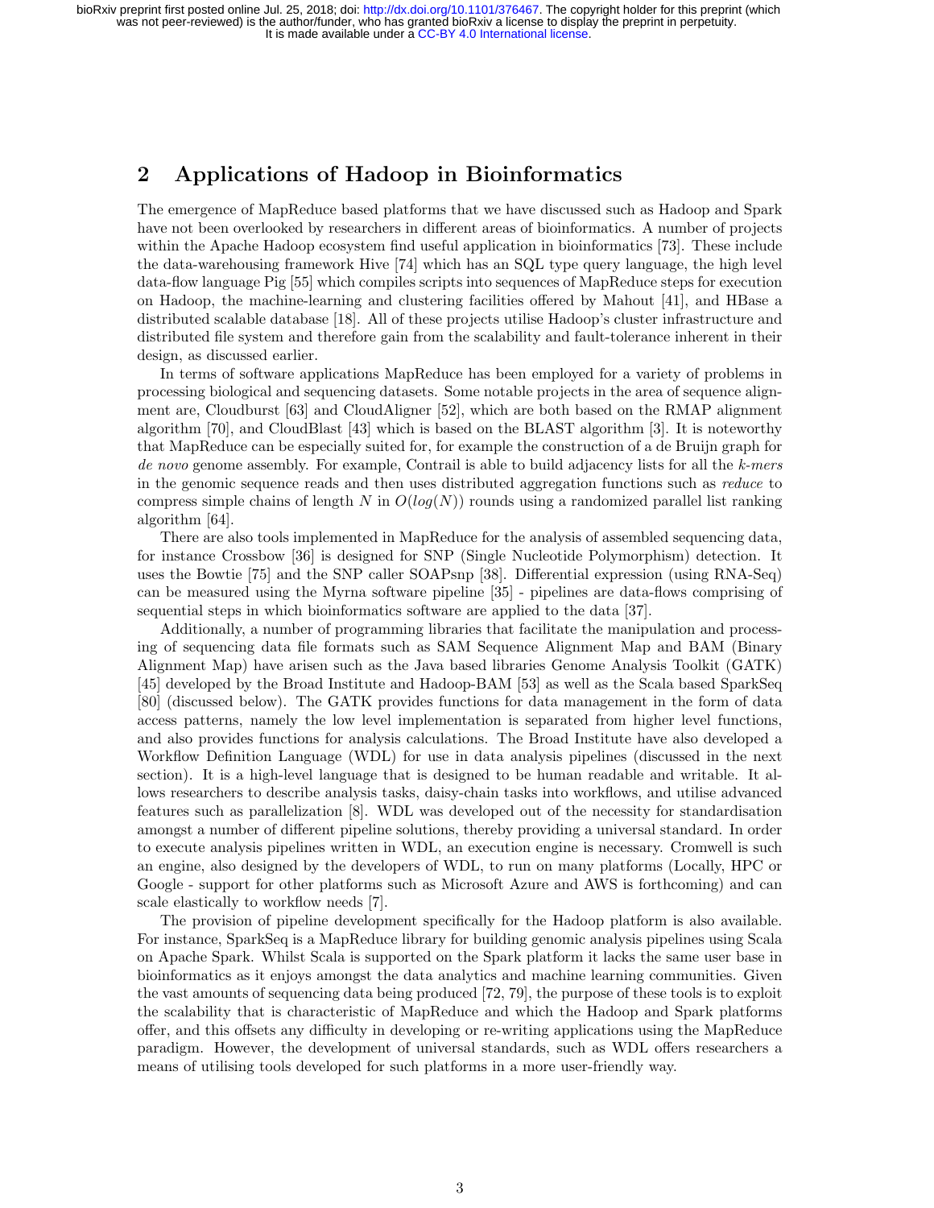## 2 Applications of Hadoop in Bioinformatics

The emergence of MapReduce based platforms that we have discussed such as Hadoop and Spark have not been overlooked by researchers in different areas of bioinformatics. A number of projects within the Apache Hadoop ecosystem find useful application in bioinformatics [73]. These include the data-warehousing framework Hive [74] which has an SQL type query language, the high level data-flow language Pig [55] which compiles scripts into sequences of MapReduce steps for execution on Hadoop, the machine-learning and clustering facilities offered by Mahout [41], and HBase a distributed scalable database [18]. All of these projects utilise Hadoop's cluster infrastructure and distributed file system and therefore gain from the scalability and fault-tolerance inherent in their design, as discussed earlier.

In terms of software applications MapReduce has been employed for a variety of problems in processing biological and sequencing datasets. Some notable projects in the area of sequence alignment are, Cloudburst [63] and CloudAligner [52], which are both based on the RMAP alignment algorithm [70], and CloudBlast [43] which is based on the BLAST algorithm [3]. It is noteworthy that MapReduce can be especially suited for, for example the construction of a de Bruijn graph for *de novo* genome assembly. For example, Contrail is able to build adjacency lists for all the *k-mers* in the genomic sequence reads and then uses distributed aggregation functions such as *reduce* to compress simple chains of length $N$ in $O(log(N))$ rounds using a randomized parallel list ranking algorithm [64].

There are also tools implemented in MapReduce for the analysis of assembled sequencing data, for instance Crossbow [36] is designed for SNP (Single Nucleotide Polymorphism) detection. It uses the Bowtie [75] and the SNP caller SOAPsnp [38]. Differential expression (using RNA-Seq) can be measured using the Myrna software pipeline [35] - pipelines are data-flows comprising of sequential steps in which bioinformatics software are applied to the data [37].

Additionally, a number of programming libraries that facilitate the manipulation and processing of sequencing data file formats such as SAM Sequence Alignment Map and BAM (Binary Alignment Map) have arisen such as the Java based libraries Genome Analysis Toolkit (GATK) [45] developed by the Broad Institute and Hadoop-BAM [53] as well as the Scala based SparkSeq [80] (discussed below). The GATK provides functions for data management in the form of data access patterns, namely the low level implementation is separated from higher level functions, and also provides functions for analysis calculations. The Broad Institute have also developed a Workflow Definition Language (WDL) for use in data analysis pipelines (discussed in the next section). It is a high-level language that is designed to be human readable and writable. It allows researchers to describe analysis tasks, daisy-chain tasks into workflows, and utilise advanced features such as parallelization [8]. WDL was developed out of the necessity for standardisation amongst a number of different pipeline solutions, thereby providing a universal standard. In order to execute analysis pipelines written in WDL, an execution engine is necessary. Cromwell is such an engine, also designed by the developers of WDL, to run on many platforms (Locally, HPC or Google - support for other platforms such as Microsoft Azure and AWS is forthcoming) and can scale elastically to workflow needs [7].

The provision of pipeline development specifically for the Hadoop platform is also available. For instance, SparkSeq is a MapReduce library for building genomic analysis pipelines using Scala on Apache Spark. Whilst Scala is supported on the Spark platform it lacks the same user base in bioinformatics as it enjoys amongst the data analytics and machine learning communities. Given the vast amounts of sequencing data being produced [72, 79], the purpose of these tools is to exploit the scalability that is characteristic of MapReduce and which the Hadoop and Spark platforms offer, and this offsets any difficulty in developing or re-writing applications using the MapReduce paradigm. However, the development of universal standards, such as WDL offers researchers a means of utilising tools developed for such platforms in a more user-friendly way.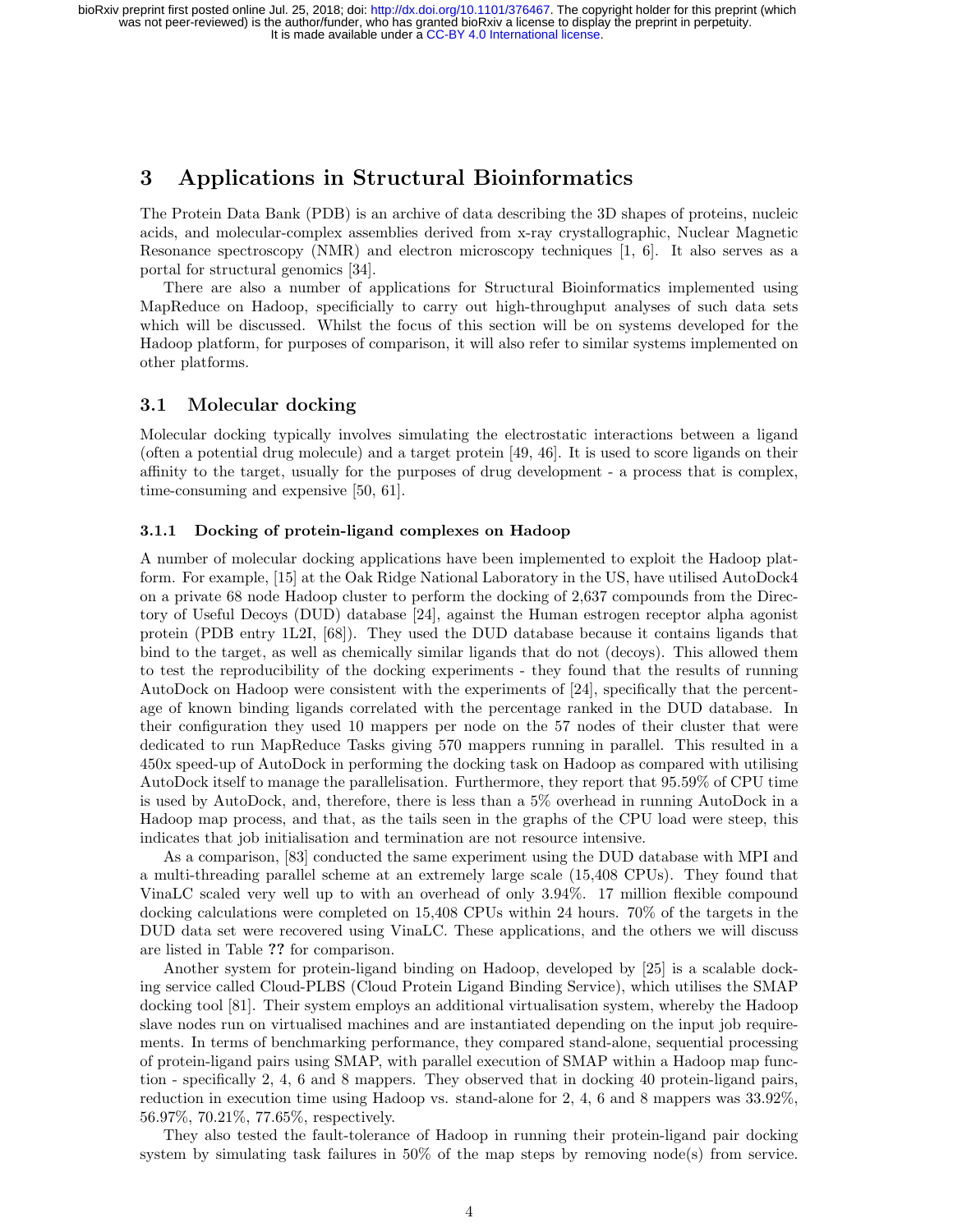# 3 Applications in Structural Bioinformatics

The Protein Data Bank (PDB) is an archive of data describing the 3D shapes of proteins, nucleic acids, and molecular-complex assemblies derived from x-ray crystallographic, Nuclear Magnetic Resonance spectroscopy (NMR) and electron microscopy techniques [1, 6]. It also serves as a portal for structural genomics [34].

There are also a number of applications for Structural Bioinformatics implemented using MapReduce on Hadoop, specifically to carry out high-throughput analyses of such data sets which will be discussed. Whilst the focus of this section will be on systems developed for the Hadoop platform, for purposes of comparison, it will also refer to similar systems implemented on other platforms.

## 3.1 Molecular docking

Molecular docking typically involves simulating the electrostatic interactions between a ligand (often a potential drug molecule) and a target protein [49, 46]. It is used to score ligands on their affinity to the target, usually for the purposes of drug development - a process that is complex, time-consuming and expensive [50, 61].

### 3.1.1 Docking of protein-ligand complexes on Hadoop

A number of molecular docking applications have been implemented to exploit the Hadoop platform. For example, [15] at the Oak Ridge National Laboratory in the US, have utilised AutoDock4 on a private 68 node Hadoop cluster to perform the docking of 2,637 compounds from the Directory of Useful Decoys (DUD) database [24], against the Human estrogen receptor alpha agonist protein (PDB entry 1L2I, [68]). They used the DUD database because it contains ligands that bind to the target, as well as chemically similar ligands that do not (decoys). This allowed them to test the reproducibility of the docking experiments - they found that the results of running AutoDock on Hadoop were consistent with the experiments of [24], specifically that the percentage of known binding ligands correlated with the percentage ranked in the DUD database. In their configuration they used 10 mappers per node on the 57 nodes of their cluster that were dedicated to run MapReduce Tasks giving 570 mappers running in parallel. This resulted in a 450x speed-up of AutoDock in performing the docking task on Hadoop as compared with utilising AutoDock itself to manage the parallelisation. Furthermore, they report that 95.59% of CPU time is used by AutoDock, and, therefore, there is less than a 5% overhead in running AutoDock in a Hadoop map process, and that, as the tails seen in the graphs of the CPU load were steep, this indicates that job initialisation and termination are not resource intensive.

As a comparison, [83] conducted the same experiment using the DUD database with MPI and a multi-threading parallel scheme at an extremely large scale (15,408 CPUs). They found that VinaLC scaled very well up to with an overhead of only 3.94%. 17 million flexible compound docking calculations were completed on 15,408 CPUs within 24 hours. 70% of the targets in the DUD data set were recovered using VinaLC. These applications, and the others we will discuss are listed in Table **??** for comparison.

Another system for protein-ligand binding on Hadoop, developed by [25] is a scalable docking service called Cloud-PLBS (Cloud Protein Ligand Binding Service), which utilises the SMAP docking tool [81]. Their system employs an additional virtualisation system, whereby the Hadoop slave nodes run on virtualised machines and are instantiated depending on the input job requirements. In terms of benchmarking performance, they compared stand-alone, sequential processing of protein-ligand pairs using SMAP, with parallel execution of SMAP within a Hadoop map function - specifically 2, 4, 6 and 8 mappers. They observed that in docking 40 protein-ligand pairs, reduction in execution time using Hadoop vs. stand-alone for 2, 4, 6 and 8 mappers was 33.92%, 56.97%, 70.21%, 77.65%, respectively.

They also tested the fault-tolerance of Hadoop in running their protein-ligand pair docking system by simulating task failures in 50% of the map steps by removing node(s) from service.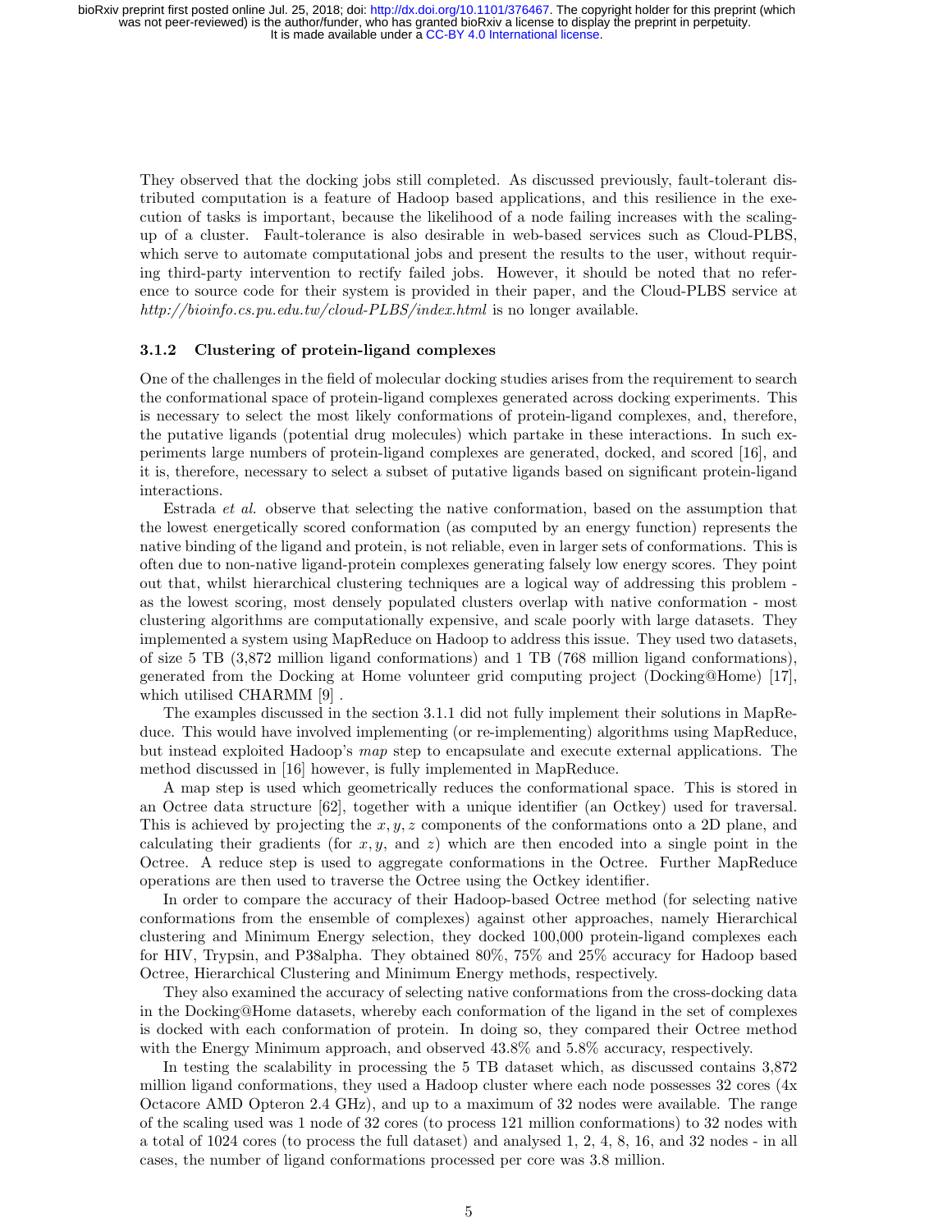They observed that the docking jobs still completed. As discussed previously, fault-tolerant distributed computation is a feature of Hadoop based applications, and this resilience in the execution of tasks is important, because the likelihood of a node failing increases with the scaling-up of a cluster. Fault-tolerance is also desirable in web-based services such as Cloud-PLBS, which serve to automate computational jobs and present the results to the user, without requiring third-party intervention to rectify failed jobs. However, it should be noted that no reference to source code for their system is provided in their paper, and the Cloud-PLBS service at *http://bioinfo.cs.pu.edu.tw/cloud-PLBS/index.html* is no longer available.

### 3.1.2 Clustering of protein-ligand complexes

One of the challenges in the field of molecular docking studies arises from the requirement to search the conformational space of protein-ligand complexes generated across docking experiments. This is necessary to select the most likely conformations of protein-ligand complexes, and, therefore, the putative ligands (potential drug molecules) which partake in these interactions. In such experiments large numbers of protein-ligand complexes are generated, docked, and scored [16], and it is, therefore, necessary to select a subset of putative ligands based on significant protein-ligand interactions.

Estrada *et al.* observe that selecting the native conformation, based on the assumption that the lowest energetically scored conformation (as computed by an energy function) represents the native binding of the ligand and protein, is not reliable, even in larger sets of conformations. This is often due to non-native ligand-protein complexes generating falsely low energy scores. They point out that, whilst hierarchical clustering techniques are a logical way of addressing this problem - as the lowest scoring, most densely populated clusters overlap with native conformation - most clustering algorithms are computationally expensive, and scale poorly with large datasets. They implemented a system using MapReduce on Hadoop to address this issue. They used two datasets, of size 5 TB (3,872 million ligand conformations) and 1 TB (768 million ligand conformations), generated from the Docking at Home volunteer grid computing project (Docking@Home) [17], which utilised CHARMM [9] .

The examples discussed in the section 3.1.1 did not fully implement their solutions in MapReduce. This would have involved implementing (or re-implementing) algorithms using MapReduce, but instead exploited Hadoop's *map* step to encapsulate and execute external applications. The method discussed in [16] however, is fully implemented in MapReduce.

A map step is used which geometrically reduces the conformational space. This is stored in an Octree data structure [62], together with a unique identifier (an Octkey) used for traversal. This is achieved by projecting the $x, y, z$ components of the conformations onto a 2D plane, and calculating their gradients (for $x, y$, and $z$) which are then encoded into a single point in the Octree. A reduce step is used to aggregate conformations in the Octree. Further MapReduce operations are then used to traverse the Octree using the Octkey identifier.

In order to compare the accuracy of their Hadoop-based Octree method (for selecting native conformations from the ensemble of complexes) against other approaches, namely Hierarchical clustering and Minimum Energy selection, they docked 100,000 protein-ligand complexes each for HIV, Trypsin, and P38alpha. They obtained 80%, 75% and 25% accuracy for Hadoop based Octree, Hierarchical Clustering and Minimum Energy methods, respectively.

They also examined the accuracy of selecting native conformations from the cross-docking data in the Docking@Home datasets, whereby each conformation of the ligand in the set of complexes is docked with each conformation of protein. In doing so, they compared their Octree method with the Energy Minimum approach, and observed 43.8% and 5.8% accuracy, respectively.

In testing the scalability in processing the 5 TB dataset which, as discussed contains 3,872 million ligand conformations, they used a Hadoop cluster where each node possesses 32 cores (4x Octacore AMD Opteron 2.4 GHz), and up to a maximum of 32 nodes were available. The range of the scaling used was 1 node of 32 cores (to process 121 million conformations) to 32 nodes with a total of 1024 cores (to process the full dataset) and analysed 1, 2, 4, 8, 16, and 32 nodes - in all cases, the number of ligand conformations processed per core was 3.8 million.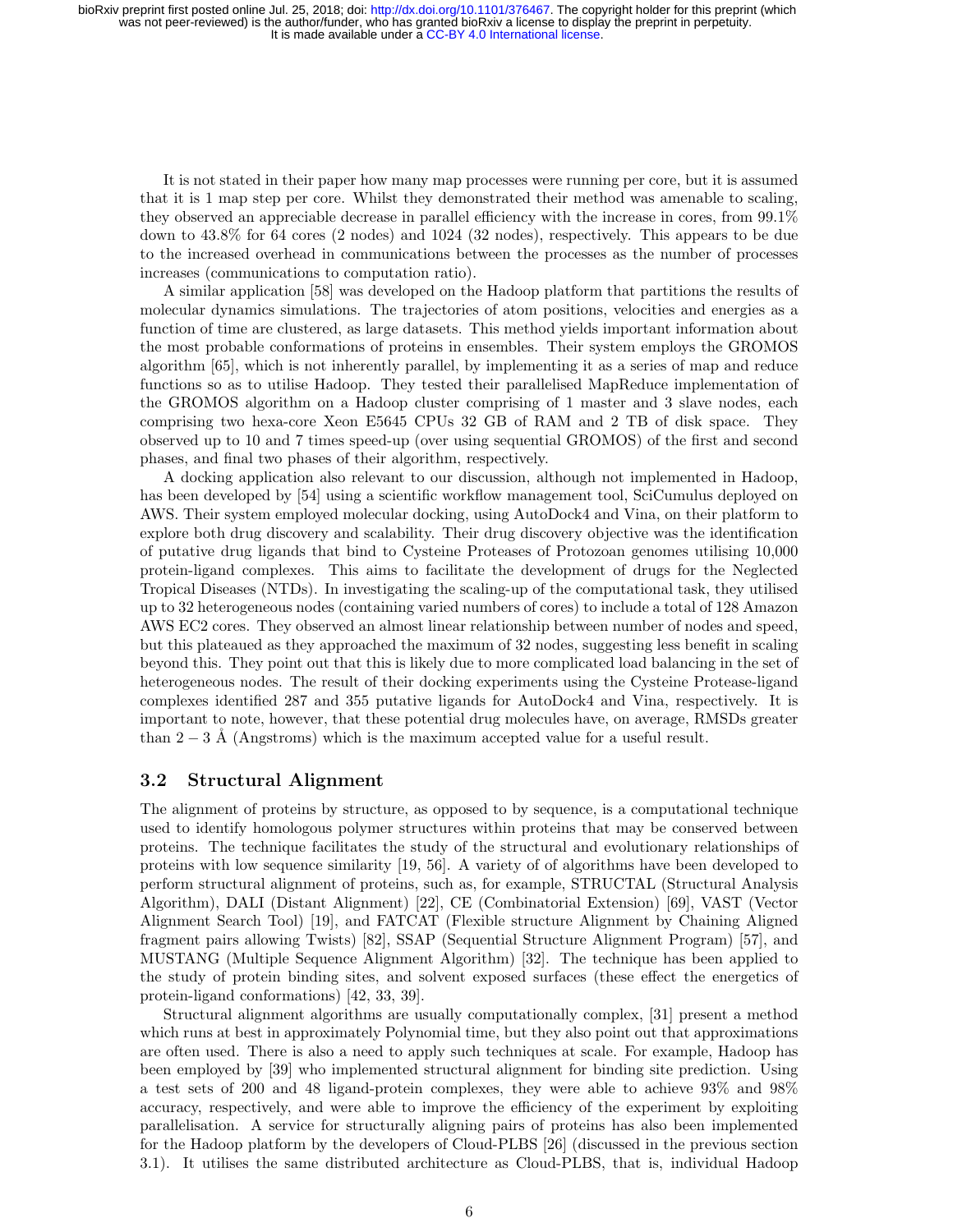It is not stated in their paper how many map processes were running per core, but it is assumed that it is 1 map step per core. Whilst they demonstrated their method was amenable to scaling, they observed an appreciable decrease in parallel efficiency with the increase in cores, from 99.1% down to 43.8% for 64 cores (2 nodes) and 1024 (32 nodes), respectively. This appears to be due to the increased overhead in communications between the processes as the number of processes increases (communications to computation ratio).

A similar application [58] was developed on the Hadoop platform that partitions the results of molecular dynamics simulations. The trajectories of atom positions, velocities and energies as a function of time are clustered, as large datasets. This method yields important information about the most probable conformations of proteins in ensembles. Their system employs the GROMOS algorithm [65], which is not inherently parallel, by implementing it as a series of map and reduce functions so as to utilise Hadoop. They tested their parallelised MapReduce implementation of the GROMOS algorithm on a Hadoop cluster comprising of 1 master and 3 slave nodes, each comprising two hexa-core Xeon E5645 CPUs 32 GB of RAM and 2 TB of disk space. They observed up to 10 and 7 times speed-up (over using sequential GROMOS) of the first and second phases, and final two phases of their algorithm, respectively.

A docking application also relevant to our discussion, although not implemented in Hadoop, has been developed by [54] using a scientific workflow management tool, SciCumulus deployed on AWS. Their system employed molecular docking, using AutoDock4 and Vina, on their platform to explore both drug discovery and scalability. Their drug discovery objective was the identification of putative drug ligands that bind to Cysteine Proteases of Protozoan genomes utilising 10,000 protein-ligand complexes. This aims to facilitate the development of drugs for the Neglected Tropical Diseases (NTDs). In investigating the scaling-up of the computational task, they utilised up to 32 heterogeneous nodes (containing varied numbers of cores) to include a total of 128 Amazon AWS EC2 cores. They observed an almost linear relationship between number of nodes and speed, but this plateaued as they approached the maximum of 32 nodes, suggesting less benefit in scaling beyond this. They point out that this is likely due to more complicated load balancing in the set of heterogeneous nodes. The result of their docking experiments using the Cysteine Protease-ligand complexes identified 287 and 355 putative ligands for AutoDock4 and Vina, respectively. It is important to note, however, that these potential drug molecules have, on average, RMSDs greater than $2-3$ Å (Angstroms) which is the maximum accepted value for a useful result.

### 3.2 Structural Alignment

The alignment of proteins by structure, as opposed to by sequence, is a computational technique used to identify homologous polymer structures within proteins that may be conserved between proteins. The technique facilitates the study of the structural and evolutionary relationships of proteins with low sequence similarity [19, 56]. A variety of of algorithms have been developed to perform structural alignment of proteins, such as, for example, STRUCTAL (Structural Analysis Algorithm), DALI (Distant Alignment) [22], CE (Combinatorial Extension) [69], VAST (Vector Alignment Search Tool) [19], and FATCAT (Flexible structure Alignment by Chaining Aligned fragment pairs allowing Twists) [82], SSAP (Sequential Structure Alignment Program) [57], and MUSTANG (Multiple Sequence Alignment Algorithm) [32]. The technique has been applied to the study of protein binding sites, and solvent exposed surfaces (these effect the energetics of protein-ligand conformations) [42, 33, 39].

Structural alignment algorithms are usually computationally complex, [31] present a method which runs at best in approximately Polynomial time, but they also point out that approximations are often used. There is also a need to apply such techniques at scale. For example, Hadoop has been employed by [39] who implemented structural alignment for binding site prediction. Using a test sets of 200 and 48 ligand-protein complexes, they were able to achieve 93% and 98% accuracy, respectively, and were able to improve the efficiency of the experiment by exploiting parallelisation. A service for structurally aligning pairs of proteins has also been implemented for the Hadoop platform by the developers of Cloud-PLBS [26] (discussed in the previous section 3.1). It utilises the same distributed architecture as Cloud-PLBS, that is, individual Hadoop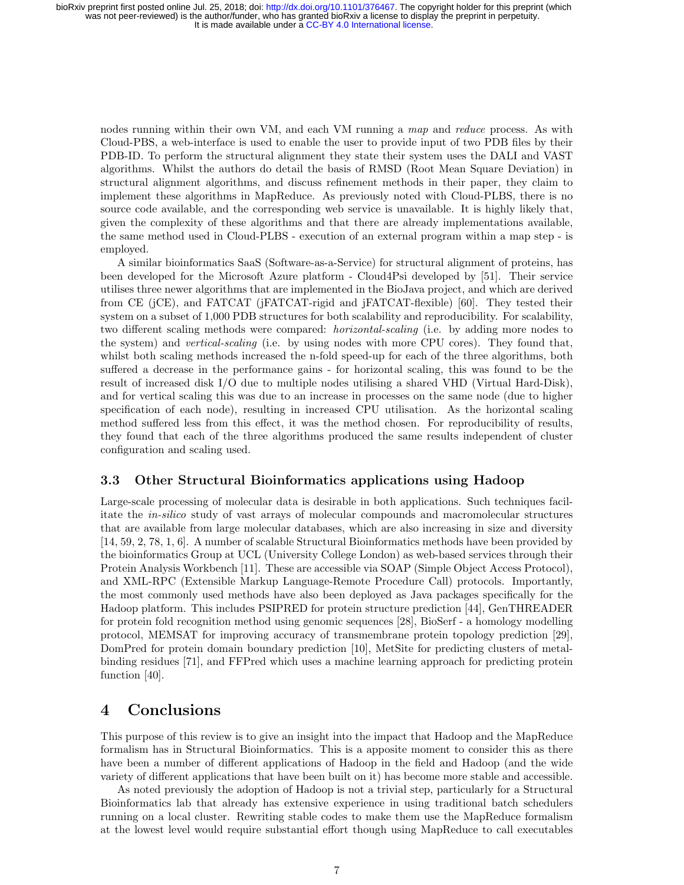nodes running within their own VM, and each VM running a *map* and *reduce* process. As with Cloud-PBS, a web-interface is used to enable the user to provide input of two PDB files by their PDB-ID. To perform the structural alignment they state their system uses the DALI and VAST algorithms. Whilst the authors do detail the basis of RMSD (Root Mean Square Deviation) in structural alignment algorithms, and discuss refinement methods in their paper, they claim to implement these algorithms in MapReduce. As previously noted with Cloud-PLBS, there is no source code available, and the corresponding web service is unavailable. It is highly likely that, given the complexity of these algorithms and that there are already implementations available, the same method used in Cloud-PLBS - execution of an external program within a map step - is employed.

A similar bioinformatics SaaS (Software-as-a-Service) for structural alignment of proteins, has been developed for the Microsoft Azure platform - Cloud4Psi developed by [51]. Their service utilises three newer algorithms that are implemented in the BioJava project, and which are derived from CE (jCE), and FATCAT (jFATCAT-rigid and jFATCAT-flexible) [60]. They tested their system on a subset of 1,000 PDB structures for both scalability and reproducibility. For scalability, two different scaling methods were compared: *horizontal-scaling* (i.e. by adding more nodes to the system) and *vertical-scaling* (i.e. by using nodes with more CPU cores). They found that, whilst both scaling methods increased the n-fold speed-up for each of the three algorithms, both suffered a decrease in the performance gains - for horizontal scaling, this was found to be the result of increased disk I/O due to multiple nodes utilising a shared VHD (Virtual Hard-Disk), and for vertical scaling this was due to an increase in processes on the same node (due to higher specification of each node), resulting in increased CPU utilisation. As the horizontal scaling method suffered less from this effect, it was the method chosen. For reproducibility of results, they found that each of the three algorithms produced the same results independent of cluster configuration and scaling used.

### 3.3 Other Structural Bioinformatics applications using Hadoop

Large-scale processing of molecular data is desirable in both applications. Such techniques facilitate the *in-silico* study of vast arrays of molecular compounds and macromolecular structures that are available from large molecular databases, which are also increasing in size and diversity [14, 59, 2, 78, 1, 6]. A number of scalable Structural Bioinformatics methods have been provided by the bioinformatics Group at UCL (University College London) as web-based services through their Protein Analysis Workbench [11]. These are accessible via SOAP (Simple Object Access Protocol), and XML-RPC (Extensible Markup Language-Remote Procedure Call) protocols. Importantly, the most commonly used methods have also been deployed as Java packages specifically for the Hadoop platform. This includes PSIPRED for protein structure prediction [44], GenTHREADER for protein fold recognition method using genomic sequences [28], BioSerf - a homology modelling protocol, MEMSAT for improving accuracy of transmembrane protein topology prediction [29], DomPred for protein domain boundary prediction [10], MetSite for predicting clusters of metal-binding residues [71], and FFPred which uses a machine learning approach for predicting protein function [40].

## 4 Conclusions

This purpose of this review is to give an insight into the impact that Hadoop and the MapReduce formalism has in Structural Bioinformatics. This is a apposite moment to consider this as there have been a number of different applications of Hadoop in the field and Hadoop (and the wide variety of different applications that have been built on it) has become more stable and accessible.

As noted previously the adoption of Hadoop is not a trivial step, particularly for a Structural Bioinformatics lab that already has extensive experience in using traditional batch schedulers running on a local cluster. Rewriting stable codes to make them use the MapReduce formalism at the lowest level would require substantial effort though using MapReduce to call executables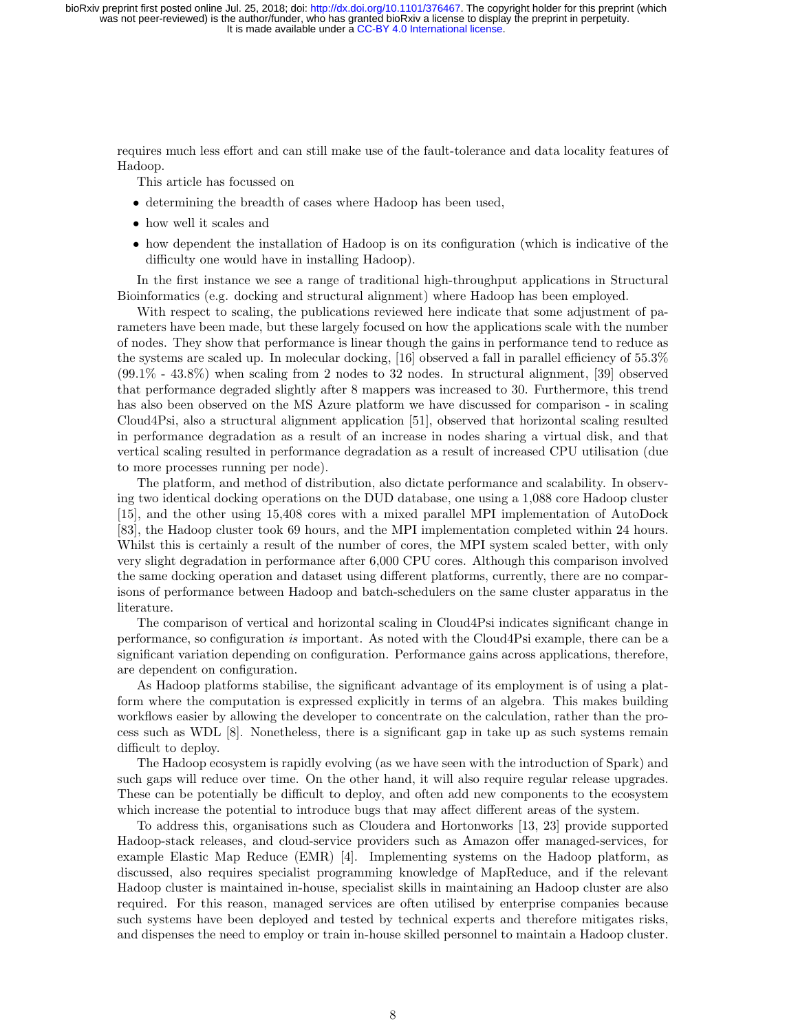requires much less effort and can still make use of the fault-tolerance and data locality features of Hadoop.

This article has focussed on

- determining the breadth of cases where Hadoop has been used,
- how well it scales and
- how dependent the installation of Hadoop is on its configuration (which is indicative of the difficulty one would have in installing Hadoop).

In the first instance we see a range of traditional high-throughput applications in Structural Bioinformatics (e.g. docking and structural alignment) where Hadoop has been employed.

With respect to scaling, the publications reviewed here indicate that some adjustment of parameters have been made, but these largely focused on how the applications scale with the number of nodes. They show that performance is linear though the gains in performance tend to reduce as the systems are scaled up. In molecular docking, [16] observed a fall in parallel efficiency of 55.3% (99.1% - 43.8%) when scaling from 2 nodes to 32 nodes. In structural alignment, [39] observed that performance degraded slightly after 8 mappers was increased to 30. Furthermore, this trend has also been observed on the MS Azure platform we have discussed for comparison - in scaling Cloud4Psi, also a structural alignment application [51], observed that horizontal scaling resulted in performance degradation as a result of an increase in nodes sharing a virtual disk, and that vertical scaling resulted in performance degradation as a result of increased CPU utilisation (due to more processes running per node).

The platform, and method of distribution, also dictate performance and scalability. In observing two identical docking operations on the DUD database, one using a 1,088 core Hadoop cluster [15], and the other using 15,408 cores with a mixed parallel MPI implementation of AutoDock [83], the Hadoop cluster took 69 hours, and the MPI implementation completed within 24 hours. Whilst this is certainly a result of the number of cores, the MPI system scaled better, with only very slight degradation in performance after 6,000 CPU cores. Although this comparison involved the same docking operation and dataset using different platforms, currently, there are no comparisons of performance between Hadoop and batch-schedulers on the same cluster apparatus in the literature.

The comparison of vertical and horizontal scaling in Cloud4Psi indicates significant change in performance, so configuration *is* important. As noted with the Cloud4Psi example, there can be a significant variation depending on configuration. Performance gains across applications, therefore, are dependent on configuration.

As Hadoop platforms stabilise, the significant advantage of its employment is of using a platform where the computation is expressed explicitly in terms of an algebra. This makes building workflows easier by allowing the developer to concentrate on the calculation, rather than the process such as WDL [8]. Nonetheless, there is a significant gap in take up as such systems remain difficult to deploy.

The Hadoop ecosystem is rapidly evolving (as we have seen with the introduction of Spark) and such gaps will reduce over time. On the other hand, it will also require regular release upgrades. These can be potentially be difficult to deploy, and often add new components to the ecosystem which increase the potential to introduce bugs that may affect different areas of the system.

To address this, organisations such as Cloudera and Hortonworks [13, 23] provide supported Hadoop-stack releases, and cloud-service providers such as Amazon offer managed-services, for example Elastic Map Reduce (EMR) [4]. Implementing systems on the Hadoop platform, as discussed, also requires specialist programming knowledge of MapReduce, and if the relevant Hadoop cluster is maintained in-house, specialist skills in maintaining an Hadoop cluster are also required. For this reason, managed services are often utilised by enterprise companies because such systems have been deployed and tested by technical experts and therefore mitigates risks, and dispenses the need to employ or train in-house skilled personnel to maintain a Hadoop cluster.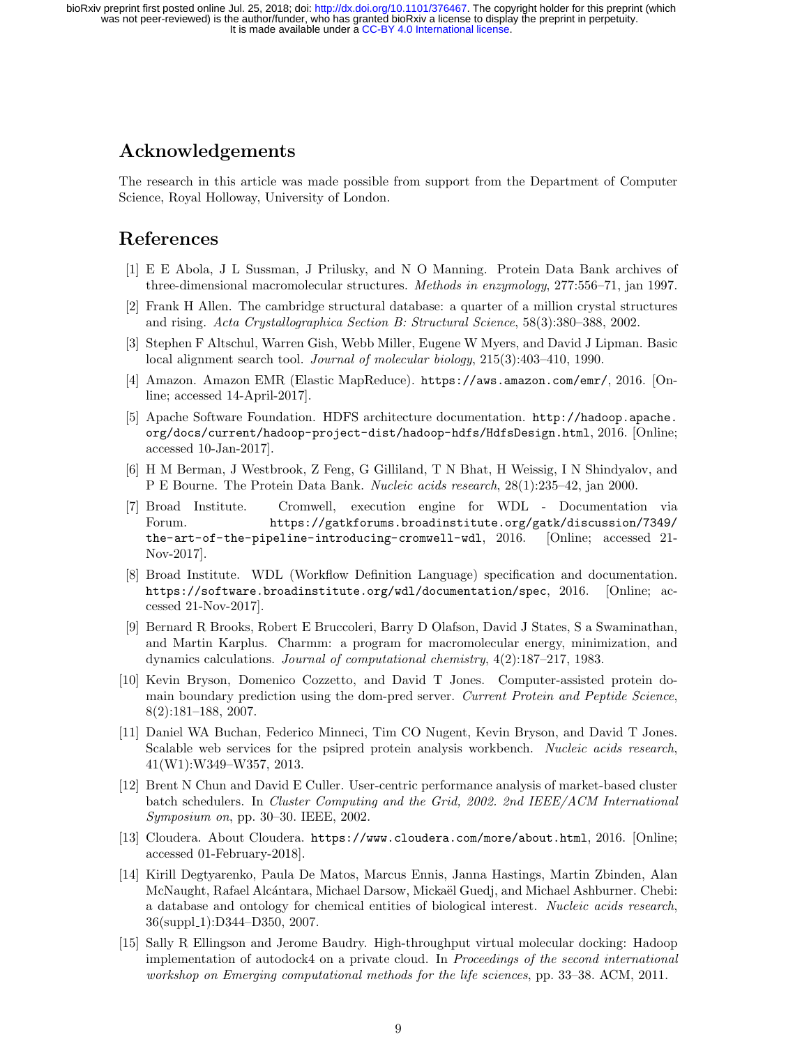## Acknowledgements

The research in this article was made possible from support from the Department of Computer Science, Royal Holloway, University of London.

## References

[1] E E Abola, J L Sussman, J Prilusky, and N O Manning. Protein Data Bank archives of three-dimensional macromolecular structures. *Methods in enzymology*, 277:556–71, jan 1997.

[2] Frank H Allen. The cambridge structural database: a quarter of a million crystal structures and rising. *Acta Crystallographica Section B: Structural Science*, 58(3):380–388, 2002.

[3] Stephen F Altschul, Warren Gish, Webb Miller, Eugene W Myers, and David J Lipman. Basic local alignment search tool. *Journal of molecular biology*, 215(3):403–410, 1990.

[4] Amazon. Amazon EMR (Elastic MapReduce). `https://aws.amazon.com/emr/`, 2016. [Online; accessed 14-April-2017].

[5] Apache Software Foundation. HDFS architecture documentation. `http://hadoop.apache.org/docs/current/hadoop-project-dist/hadoop-hdfs/HdfsDesign.html`, 2016. [Online; accessed 10-Jan-2017].

[6] H M Berman, J Westbrook, Z Feng, G Gilliland, T N Bhat, H Weissig, I N Shindyalov, and P E Bourne. The Protein Data Bank. *Nucleic acids research*, 28(1):235–42, jan 2000.

[7] Broad Institute. Cromwell, execution engine for WDL - Documentation via Forum. `https://gatkforums.broadinstitute.org/gatk/discussion/7349/the-art-of-the-pipeline-introducing-cromwell-wdl`, 2016. [Online; accessed 21-Nov-2017].

[8] Broad Institute. WDL (Workflow Definition Language) specification and documentation. `https://software.broadinstitute.org/wdl/documentation/spec`, 2016. [Online; accessed 21-Nov-2017].

[9] Bernard R Brooks, Robert E Bruccoleri, Barry D Olafson, David J States, S a Swaminathan, and Martin Karplus. Charmm: a program for macromolecular energy, minimization, and dynamics calculations. *Journal of computational chemistry*, 4(2):187–217, 1983.

[10] Kevin Bryson, Domenico Cozzetto, and David T Jones. Computer-assisted protein domain boundary prediction using the dom-pred server. *Current Protein and Peptide Science*, 8(2):181–188, 2007.

[11] Daniel WA Buchan, Federico Minneci, Tim CO Nugent, Kevin Bryson, and David T Jones. Scalable web services for the psipred protein analysis workbench. *Nucleic acids research*, 41(W1):W349–W357, 2013.

[12] Brent N Chun and David E Culler. User-centric performance analysis of market-based cluster batch schedulers. In *Cluster Computing and the Grid, 2002. 2nd IEEE/ACM International Symposium on*, pp. 30–30. IEEE, 2002.

[13] Cloudera. About Cloudera. `https://www.cloudera.com/more/about.html`, 2016. [Online; accessed 01-February-2018].

[14] Kirill Degtyarenko, Paula De Matos, Marcus Ennis, Janna Hastings, Martin Zbinden, Alan McNaught, Rafael Alcántara, Michael Darsow, Mickaël Guedj, and Michael Ashburner. Chebi: a database and ontology for chemical entities of biological interest. *Nucleic acids research*, 36(suppl_1):D344–D350, 2007.

[15] Sally R Ellingson and Jerome Baudry. High-throughput virtual molecular docking: Hadoop implementation of autodock4 on a private cloud. In *Proceedings of the second international workshop on Emerging computational methods for the life sciences*, pp. 33–38. ACM, 2011.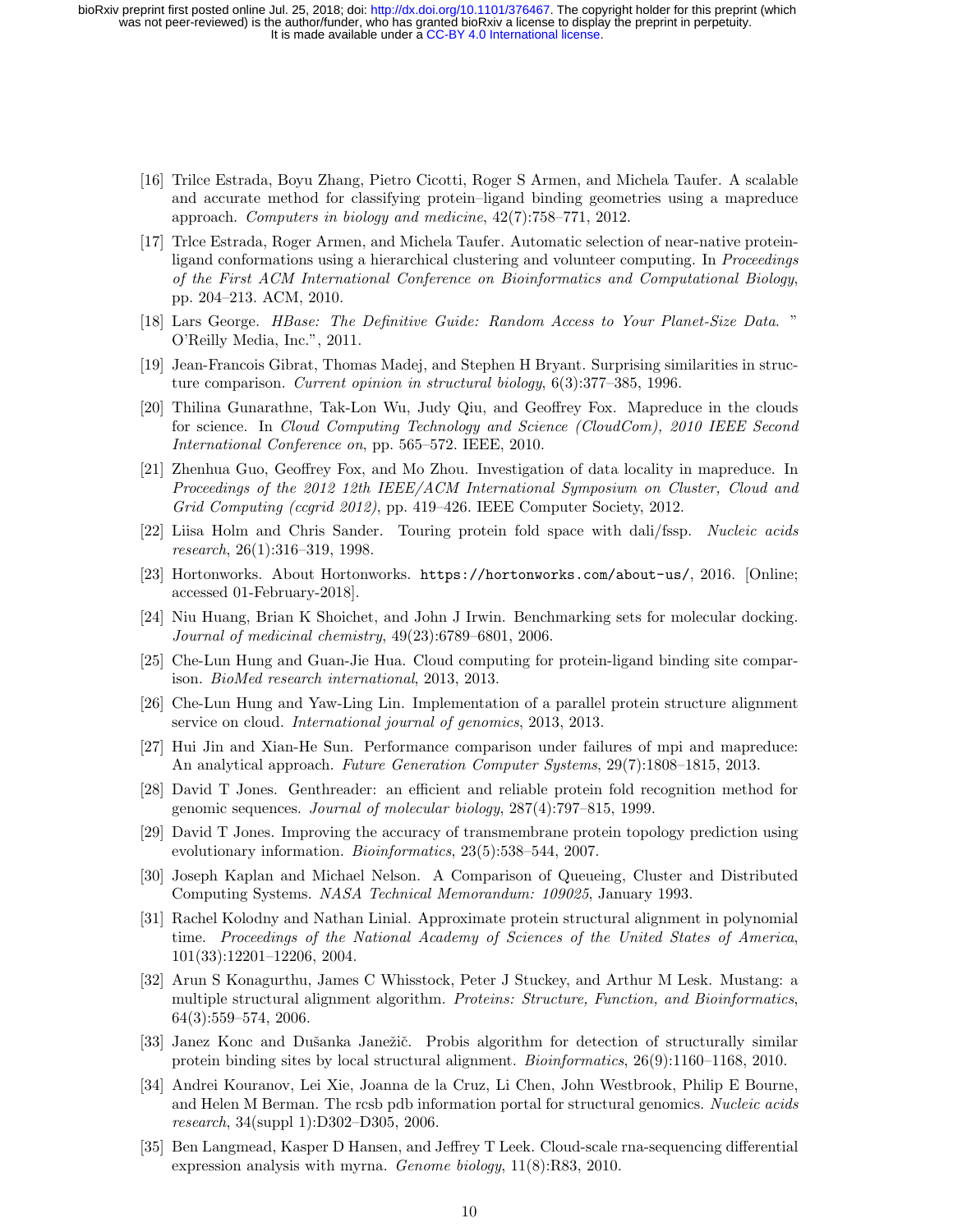[16] Trilce Estrada, Boyu Zhang, Pietro Cicotti, Roger S Armen, and Michela Taufer. A scalable and accurate method for classifying protein–ligand binding geometries using a mapreduce approach. *Computers in biology and medicine*, 42(7):758–771, 2012.

[17] Trlce Estrada, Roger Armen, and Michela Taufer. Automatic selection of near-native protein-ligand conformations using a hierarchical clustering and volunteer computing. In *Proceedings of the First ACM International Conference on Bioinformatics and Computational Biology*, pp. 204–213. ACM, 2010.

[18] Lars George. *HBase: The Definitive Guide: Random Access to Your Planet-Size Data*. " O'Reilly Media, Inc.", 2011.

[19] Jean-Francois Gibrat, Thomas Madej, and Stephen H Bryant. Surprising similarities in structure comparison. *Current opinion in structural biology*, 6(3):377–385, 1996.

[20] Thilina Gunarathne, Tak-Lon Wu, Judy Qiu, and Geoffrey Fox. Mapreduce in the clouds for science. In *Cloud Computing Technology and Science (CloudCom), 2010 IEEE Second International Conference on*, pp. 565–572. IEEE, 2010.

[21] Zhenhua Guo, Geoffrey Fox, and Mo Zhou. Investigation of data locality in mapreduce. In *Proceedings of the 2012 12th IEEE/ACM International Symposium on Cluster, Cloud and Grid Computing (ccgrid 2012)*, pp. 419–426. IEEE Computer Society, 2012.

[22] Liisa Holm and Chris Sander. Touring protein fold space with dali/fssp. *Nucleic acids research*, 26(1):316–319, 1998.

[23] Hortonworks. About Hortonworks. `https://hortonworks.com/about-us/`, 2016. [Online; accessed 01-February-2018].

[24] Niu Huang, Brian K Shoichet, and John J Irwin. Benchmarking sets for molecular docking. *Journal of medicinal chemistry*, 49(23):6789–6801, 2006.

[25] Che-Lun Hung and Guan-Jie Hua. Cloud computing for protein-ligand binding site comparison. *BioMed research international*, 2013, 2013.

[26] Che-Lun Hung and Yaw-Ling Lin. Implementation of a parallel protein structure alignment service on cloud. *International journal of genomics*, 2013, 2013.

[27] Hui Jin and Xian-He Sun. Performance comparison under failures of mpi and mapreduce: An analytical approach. *Future Generation Computer Systems*, 29(7):1808–1815, 2013.

[28] David T Jones. Genthreader: an efficient and reliable protein fold recognition method for genomic sequences. *Journal of molecular biology*, 287(4):797–815, 1999.

[29] David T Jones. Improving the accuracy of transmembrane protein topology prediction using evolutionary information. *Bioinformatics*, 23(5):538–544, 2007.

[30] Joseph Kaplan and Michael Nelson. A Comparison of Queueing, Cluster and Distributed Computing Systems. *NASA Technical Memorandum: 109025*, January 1993.

[31] Rachel Kolodny and Nathan Linial. Approximate protein structural alignment in polynomial time. *Proceedings of the National Academy of Sciences of the United States of America*, 101(33):12201–12206, 2004.

[32] Arun S Konagurthu, James C Whisstock, Peter J Stuckey, and Arthur M Lesk. Mustang: a multiple structural alignment algorithm. *Proteins: Structure, Function, and Bioinformatics*, 64(3):559–574, 2006.

[33] Janez Konc and Dušanka Janežič. Probis algorithm for detection of structurally similar protein binding sites by local structural alignment. *Bioinformatics*, 26(9):1160–1168, 2010.

[34] Andrei Kouranov, Lei Xie, Joanna de la Cruz, Li Chen, John Westbrook, Philip E Bourne, and Helen M Berman. The rcsb pdb information portal for structural genomics. *Nucleic acids research*, 34(suppl 1):D302–D305, 2006.

[35] Ben Langmead, Kasper D Hansen, and Jeffrey T Leek. Cloud-scale rna-sequencing differential expression analysis with myrna. *Genome biology*, 11(8):R83, 2010.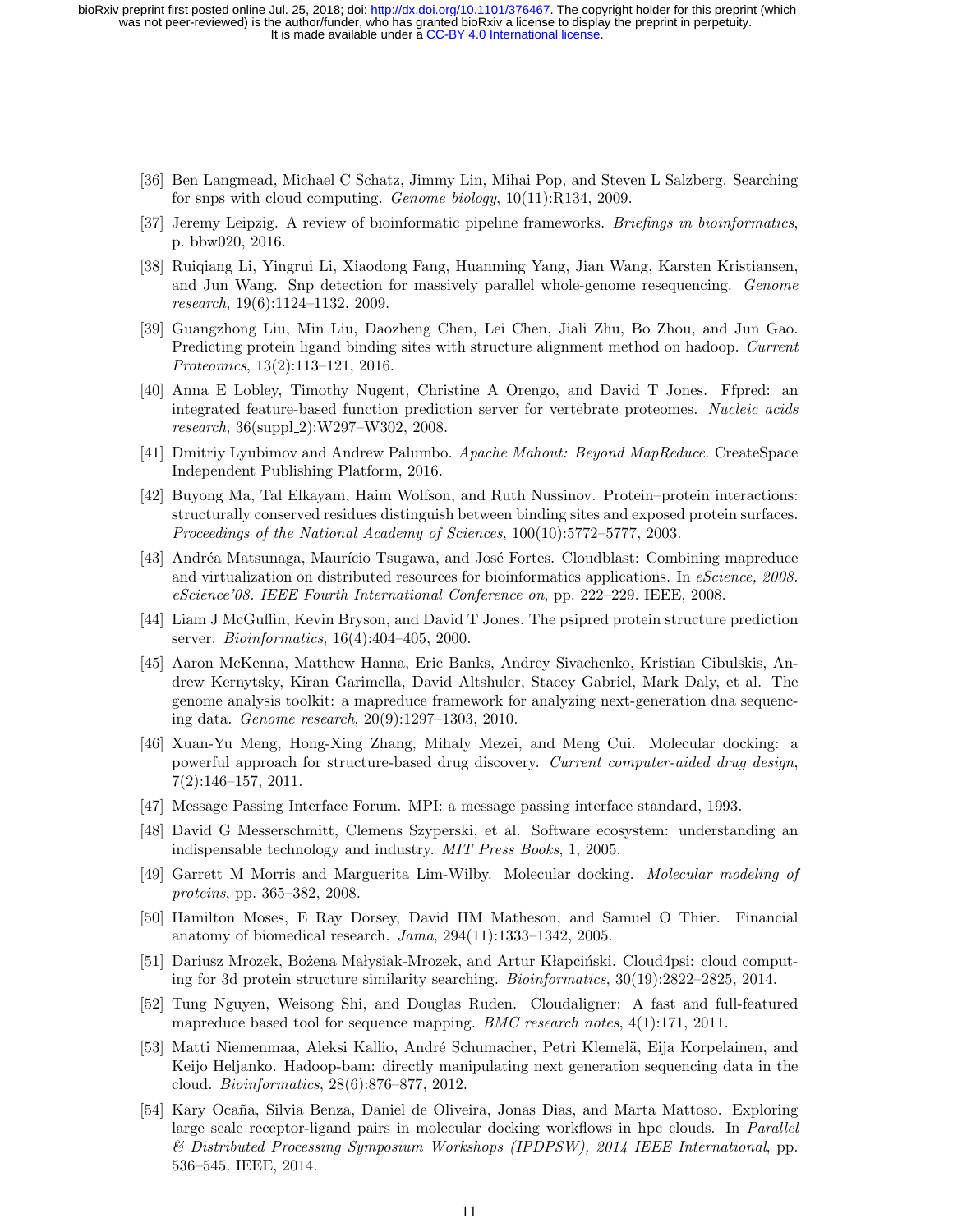[36] Ben Langmead, Michael C Schatz, Jimmy Lin, Mihai Pop, and Steven L Salzberg. Searching for snps with cloud computing. *Genome biology*, 10(11):R134, 2009.

[37] Jeremy Leipzig. A review of bioinformatic pipeline frameworks. *Briefings in bioinformatics*, p. bbw020, 2016.

[38] Ruiqiang Li, Yingrui Li, Xiaodong Fang, Huanming Yang, Jian Wang, Karsten Kristiansen, and Jun Wang. Snp detection for massively parallel whole-genome resequencing. *Genome research*, 19(6):1124–1132, 2009.

[39] Guangzhong Liu, Min Liu, Daozheng Chen, Lei Chen, Jiali Zhu, Bo Zhou, and Jun Gao. Predicting protein ligand binding sites with structure alignment method on hadoop. *Current Proteomics*, 13(2):113–121, 2016.

[40] Anna E Lobley, Timothy Nugent, Christine A Orengo, and David T Jones. Ffpred: an integrated feature-based function prediction server for vertebrate proteomes. *Nucleic acids research*, 36(suppl_2):W297–W302, 2008.

[41] Dmitriy Lyubimov and Andrew Palumbo. *Apache Mahout: Beyond MapReduce*. CreateSpace Independent Publishing Platform, 2016.

[42] Buyong Ma, Tal Elkayam, Haim Wolfson, and Ruth Nussinov. Protein–protein interactions: structurally conserved residues distinguish between binding sites and exposed protein surfaces. *Proceedings of the National Academy of Sciences*, 100(10):5772–5777, 2003.

[43] Andréa Matsunaga, Maurício Tsugawa, and José Fortes. Cloudblast: Combining mapreduce and virtualization on distributed resources for bioinformatics applications. In *eScience, 2008. eScience'08. IEEE Fourth International Conference on*, pp. 222–229. IEEE, 2008.

[44] Liam J McGuffin, Kevin Bryson, and David T Jones. The psipred protein structure prediction server. *Bioinformatics*, 16(4):404–405, 2000.

[45] Aaron McKenna, Matthew Hanna, Eric Banks, Andrey Sivachenko, Kristian Cibulskis, Andrew Kernytsky, Kiran Garimella, David Altshuler, Stacey Gabriel, Mark Daly, et al. The genome analysis toolkit: a mapreduce framework for analyzing next-generation dna sequencing data. *Genome research*, 20(9):1297–1303, 2010.

[46] Xuan-Yu Meng, Hong-Xing Zhang, Mihaly Mezei, and Meng Cui. Molecular docking: a powerful approach for structure-based drug discovery. *Current computer-aided drug design*, 7(2):146–157, 2011.

[47] Message Passing Interface Forum. MPI: a message passing interface standard, 1993.

[48] David G Messerschmitt, Clemens Szyperski, et al. Software ecosystem: understanding an indispensable technology and industry. *MIT Press Books*, 1, 2005.

[49] Garrett M Morris and Marguerita Lim-Wilby. Molecular docking. *Molecular modeling of proteins*, pp. 365–382, 2008.

[50] Hamilton Moses, E Ray Dorsey, David HM Matheson, and Samuel O Thier. Financial anatomy of biomedical research. *Jama*, 294(11):1333–1342, 2005.

[51] Dariusz Mrozek, Bożena Małysiak-Mrozek, and Artur Kłapciński. Cloud4psi: cloud computing for 3d protein structure similarity searching. *Bioinformatics*, 30(19):2822–2825, 2014.

[52] Tung Nguyen, Weisong Shi, and Douglas Ruden. Cloudaligner: A fast and full-featured mapreduce based tool for sequence mapping. *BMC research notes*, 4(1):171, 2011.

[53] Matti Niemenmaa, Aleksi Kallio, André Schumacher, Petri Klemelä, Eija Korpelainen, and Keijo Heljanko. Hadoop-bam: directly manipulating next generation sequencing data in the cloud. *Bioinformatics*, 28(6):876–877, 2012.

[54] Kary Ocaña, Silvia Benza, Daniel de Oliveira, Jonas Dias, and Marta Mattoso. Exploring large scale receptor-ligand pairs in molecular docking workflows in hpc clouds. In *Parallel & Distributed Processing Symposium Workshops (IPDPSW), 2014 IEEE International*, pp. 536–545. IEEE, 2014.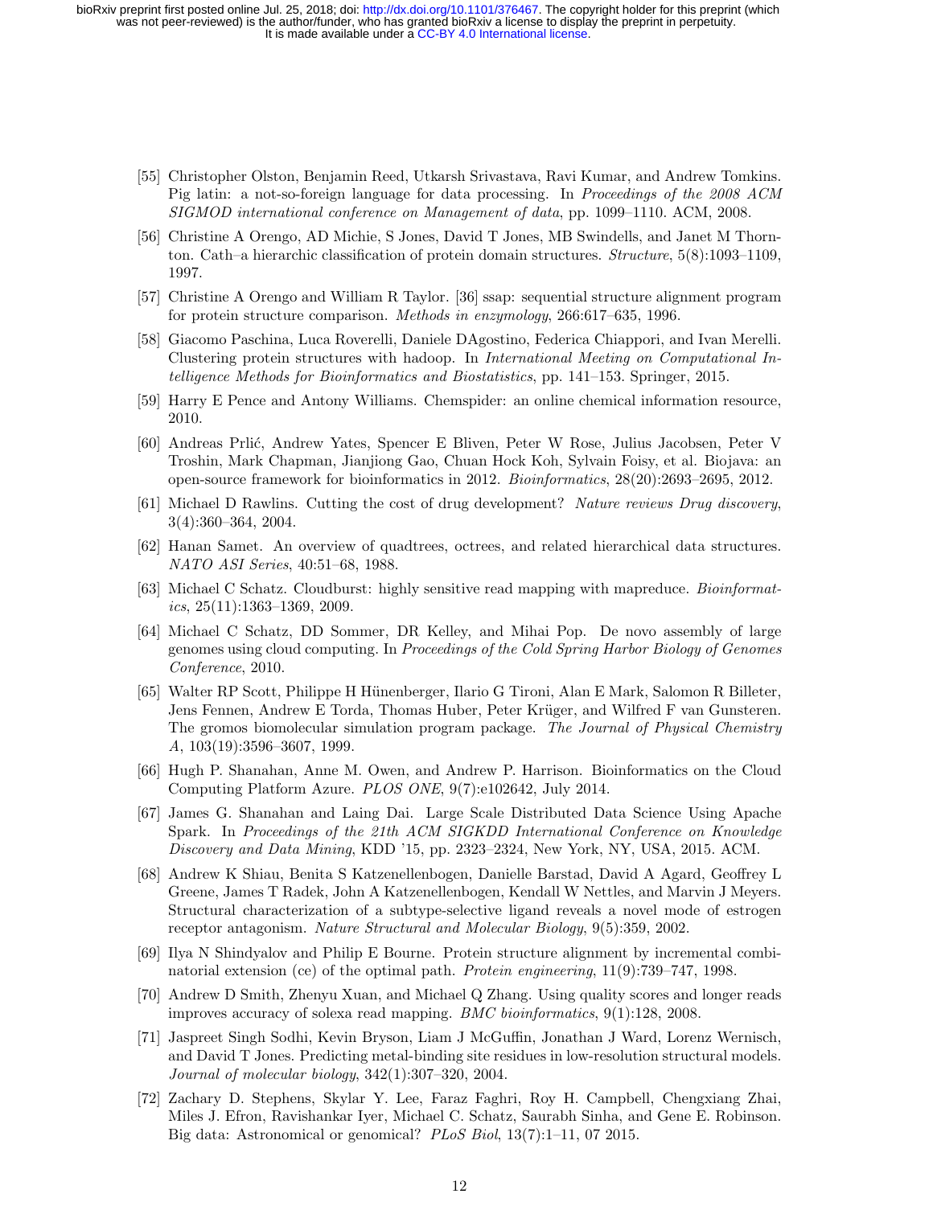[55] Christopher Olston, Benjamin Reed, Utkarsh Srivastava, Ravi Kumar, and Andrew Tomkins. Pig latin: a not-so-foreign language for data processing. In *Proceedings of the 2008 ACM SIGMOD international conference on Management of data*, pp. 1099–1110. ACM, 2008.

[56] Christine A Orengo, AD Michie, S Jones, David T Jones, MB Swindells, and Janet M Thornton. Cath–a hierarchic classification of protein domain structures. *Structure*, 5(8):1093–1109, 1997.

[57] Christine A Orengo and William R Taylor. [36] ssap: sequential structure alignment program for protein structure comparison. *Methods in enzymology*, 266:617–635, 1996.

[58] Giacomo Paschina, Luca Roverelli, Daniele DAgostino, Federica Chiappori, and Ivan Merelli. Clustering protein structures with hadoop. In *International Meeting on Computational Intelligence Methods for Bioinformatics and Biostatistics*, pp. 141–153. Springer, 2015.

[59] Harry E Pence and Antony Williams. Chemspider: an online chemical information resource, 2010.

[60] Andreas Prlić, Andrew Yates, Spencer E Bliven, Peter W Rose, Julius Jacobsen, Peter V Troshin, Mark Chapman, Jianjiong Gao, Chuan Hock Koh, Sylvain Foisy, et al. Biojava: an open-source framework for bioinformatics in 2012. *Bioinformatics*, 28(20):2693–2695, 2012.

[61] Michael D Rawlins. Cutting the cost of drug development? *Nature reviews Drug discovery*, 3(4):360–364, 2004.

[62] Hanan Samet. An overview of quadtrees, octrees, and related hierarchical data structures. *NATO ASI Series*, 40:51–68, 1988.

[63] Michael C Schatz. Cloudburst: highly sensitive read mapping with mapreduce. *Bioinformatics*, 25(11):1363–1369, 2009.

[64] Michael C Schatz, DD Sommer, DR Kelley, and Mihai Pop. De novo assembly of large genomes using cloud computing. In *Proceedings of the Cold Spring Harbor Biology of Genomes Conference*, 2010.

[65] Walter RP Scott, Philippe H Hünenberger, Ilario G Tironi, Alan E Mark, Salomon R Billeter, Jens Fennen, Andrew E Torda, Thomas Huber, Peter Krüger, and Wilfred F van Gunsteren. The gromos biomolecular simulation program package. *The Journal of Physical Chemistry A*, 103(19):3596–3607, 1999.

[66] Hugh P. Shanahan, Anne M. Owen, and Andrew P. Harrison. Bioinformatics on the Cloud Computing Platform Azure. *PLOS ONE*, 9(7):e102642, July 2014.

[67] James G. Shanahan and Laing Dai. Large Scale Distributed Data Science Using Apache Spark. In *Proceedings of the 21th ACM SIGKDD International Conference on Knowledge Discovery and Data Mining*, KDD '15, pp. 2323–2324, New York, NY, USA, 2015. ACM.

[68] Andrew K Shiau, Benita S Katzenellenbogen, Danielle Barstad, David A Agard, Geoffrey L Greene, James T Radek, John A Katzenellenbogen, Kendall W Nettles, and Marvin J Meyers. Structural characterization of a subtype-selective ligand reveals a novel mode of estrogen receptor antagonism. *Nature Structural and Molecular Biology*, 9(5):359, 2002.

[69] Ilya N Shindyalov and Philip E Bourne. Protein structure alignment by incremental combinatorial extension (ce) of the optimal path. *Protein engineering*, 11(9):739–747, 1998.

[70] Andrew D Smith, Zhenyu Xuan, and Michael Q Zhang. Using quality scores and longer reads improves accuracy of solexa read mapping. *BMC bioinformatics*, 9(1):128, 2008.

[71] Jaspreet Singh Sodhi, Kevin Bryson, Liam J McGuffin, Jonathan J Ward, Lorenz Wernisch, and David T Jones. Predicting metal-binding site residues in low-resolution structural models. *Journal of molecular biology*, 342(1):307–320, 2004.

[72] Zachary D. Stephens, Skylar Y. Lee, Faraz Faghri, Roy H. Campbell, Chengxiang Zhai, Miles J. Efron, Ravishankar Iyer, Michael C. Schatz, Saurabh Sinha, and Gene E. Robinson. Big data: Astronomical or genomical? *PLoS Biol*, 13(7):1–11, 07 2015.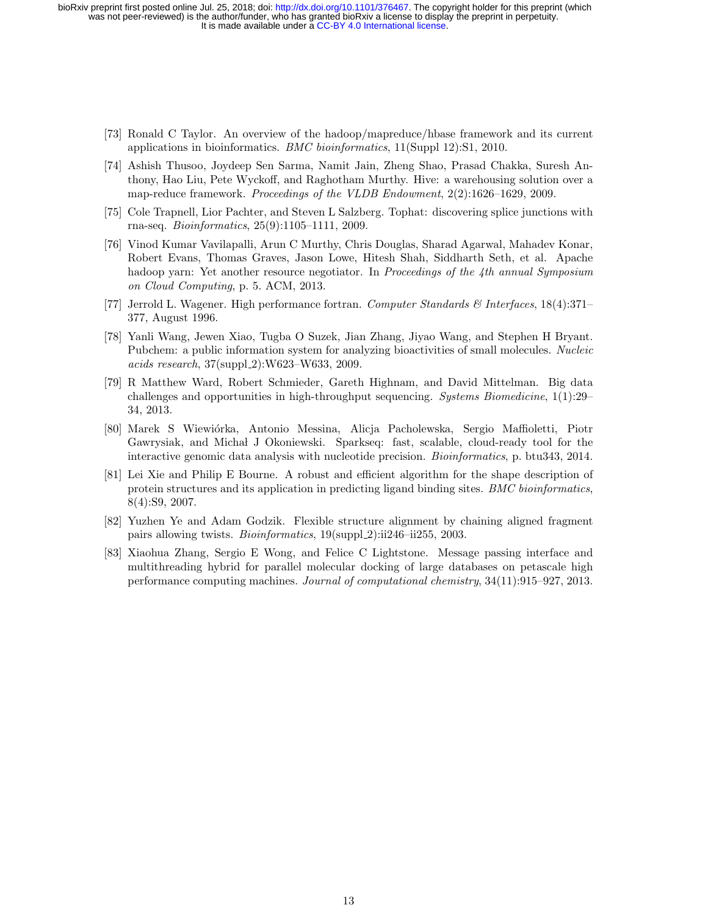[73] Ronald C Taylor. An overview of the hadoop/mapreduce/hbase framework and its current applications in bioinformatics. *BMC bioinformatics*, 11(Suppl 12):S1, 2010.

[74] Ashish Thusoo, Joydeep Sen Sarma, Namit Jain, Zheng Shao, Prasad Chakka, Suresh Anthony, Hao Liu, Pete Wyckoff, and Raghotham Murthy. Hive: a warehousing solution over a map-reduce framework. *Proceedings of the VLDB Endowment*, 2(2):1626–1629, 2009.

[75] Cole Trapnell, Lior Pachter, and Steven L Salzberg. Tophat: discovering splice junctions with rna-seq. *Bioinformatics*, 25(9):1105–1111, 2009.

[76] Vinod Kumar Vavilapalli, Arun C Murthy, Chris Douglas, Sharad Agarwal, Mahadev Konar, Robert Evans, Thomas Graves, Jason Lowe, Hitesh Shah, Siddharth Seth, et al. Apache hadoop yarn: Yet another resource negotiator. In *Proceedings of the 4th annual Symposium on Cloud Computing*, p. 5. ACM, 2013.

[77] Jerrold L. Wagener. High performance fortran. *Computer Standards & Interfaces*, 18(4):371–377, August 1996.

[78] Yanli Wang, Jewen Xiao, Tugba O Suzek, Jian Zhang, Jiyao Wang, and Stephen H Bryant. Pubchem: a public information system for analyzing bioactivities of small molecules. *Nucleic acids research*, 37(suppl_2):W623–W633, 2009.

[79] R Matthew Ward, Robert Schmieder, Gareth Highnam, and David Mittelman. Big data challenges and opportunities in high-throughput sequencing. *Systems Biomedicine*, 1(1):29–34, 2013.

[80] Marek S Wiewiórka, Antonio Messina, Alicja Pacholewska, Sergio Maffioletti, Piotr Gawrysiak, and Michał J Okoniewski. Sparkseq: fast, scalable, cloud-ready tool for the interactive genomic data analysis with nucleotide precision. *Bioinformatics*, p. btu343, 2014.

[81] Lei Xie and Philip E Bourne. A robust and efficient algorithm for the shape description of protein structures and its application in predicting ligand binding sites. *BMC bioinformatics*, 8(4):S9, 2007.

[82] Yuzhen Ye and Adam Godzik. Flexible structure alignment by chaining aligned fragment pairs allowing twists. *Bioinformatics*, 19(suppl_2):ii246–ii255, 2003.

[83] Xiaohua Zhang, Sergio E Wong, and Felice C Lightstone. Message passing interface and multithreading hybrid for parallel molecular docking of large databases on petascale high performance computing machines. *Journal of computational chemistry*, 34(11):915–927, 2013.